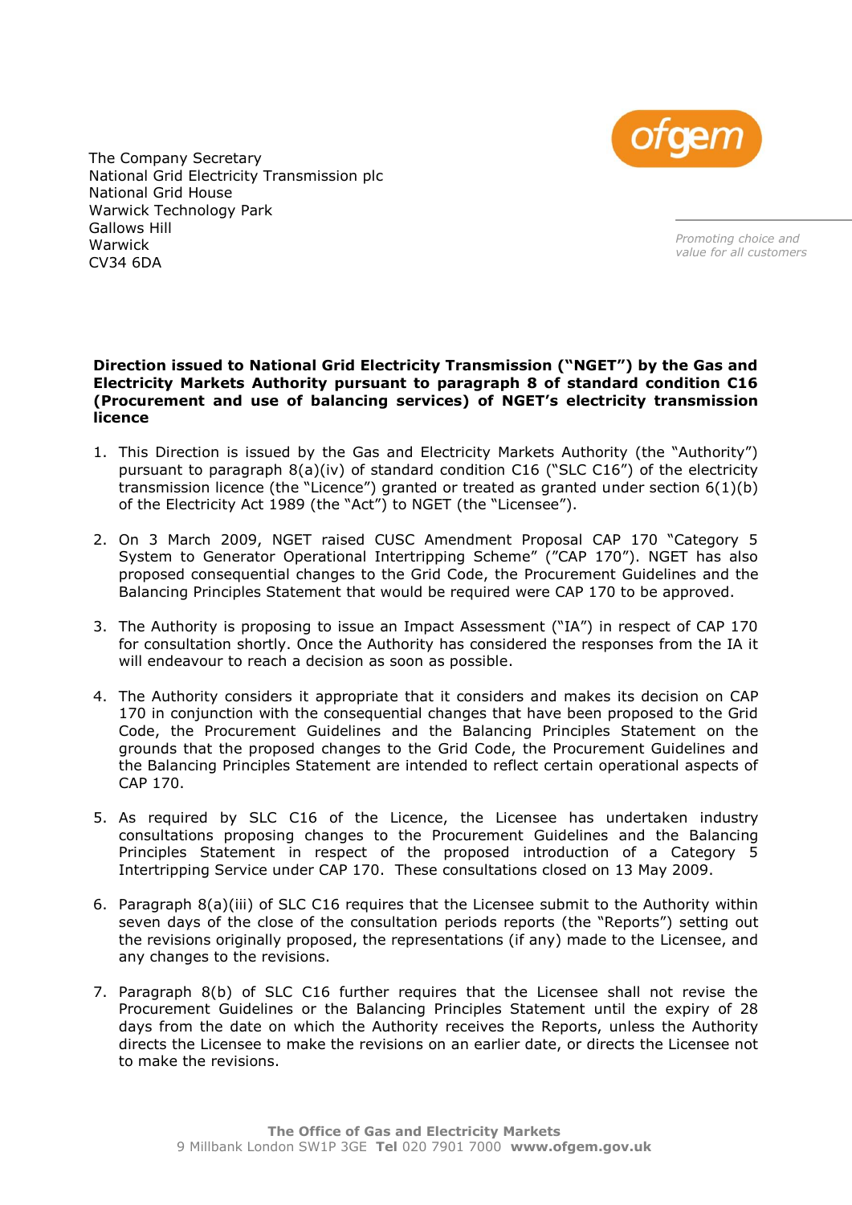The Company Secretary
National Grid Electricity Transmission plc
National Grid House
Warwick Technology Park
Gallows Hill
Warwick
CV34 6DA

*Promoting choice and value for all customers*

**Direction issued to National Grid Electricity Transmission ("NGET") by the Gas and Electricity Markets Authority pursuant to paragraph 8 of standard condition C16 (Procurement and use of balancing services) of NGET's electricity transmission licence**

1. This Direction is issued by the Gas and Electricity Markets Authority (the "Authority") pursuant to paragraph 8(a)(iv) of standard condition C16 ("SLC C16") of the electricity transmission licence (the "Licence") granted or treated as granted under section 6(1)(b) of the Electricity Act 1989 (the "Act") to NGET (the "Licensee").

2. On 3 March 2009, NGET raised CUSC Amendment Proposal CAP 170 "Category 5 System to Generator Operational Intertripping Scheme" ("CAP 170"). NGET has also proposed consequential changes to the Grid Code, the Procurement Guidelines and the Balancing Principles Statement that would be required were CAP 170 to be approved.

3. The Authority is proposing to issue an Impact Assessment ("IA") in respect of CAP 170 for consultation shortly. Once the Authority has considered the responses from the IA it will endeavour to reach a decision as soon as possible.

4. The Authority considers it appropriate that it considers and makes its decision on CAP 170 in conjunction with the consequential changes that have been proposed to the Grid Code, the Procurement Guidelines and the Balancing Principles Statement on the grounds that the proposed changes to the Grid Code, the Procurement Guidelines and the Balancing Principles Statement are intended to reflect certain operational aspects of CAP 170.

5. As required by SLC C16 of the Licence, the Licensee has undertaken industry consultations proposing changes to the Procurement Guidelines and the Balancing Principles Statement in respect of the proposed introduction of a Category 5 Intertripping Service under CAP 170. These consultations closed on 13 May 2009.

6. Paragraph 8(a)(iii) of SLC C16 requires that the Licensee submit to the Authority within seven days of the close of the consultation periods reports (the "Reports") setting out the revisions originally proposed, the representations (if any) made to the Licensee, and any changes to the revisions.

7. Paragraph 8(b) of SLC C16 further requires that the Licensee shall not revise the Procurement Guidelines or the Balancing Principles Statement until the expiry of 28 days from the date on which the Authority receives the Reports, unless the Authority directs the Licensee to make the revisions on an earlier date, or directs the Licensee not to make the revisions.

**The Office of Gas and Electricity Markets**
9 Millbank London SW1P 3GE **Tel** 020 7901 7000 **www.ofgem.gov.uk**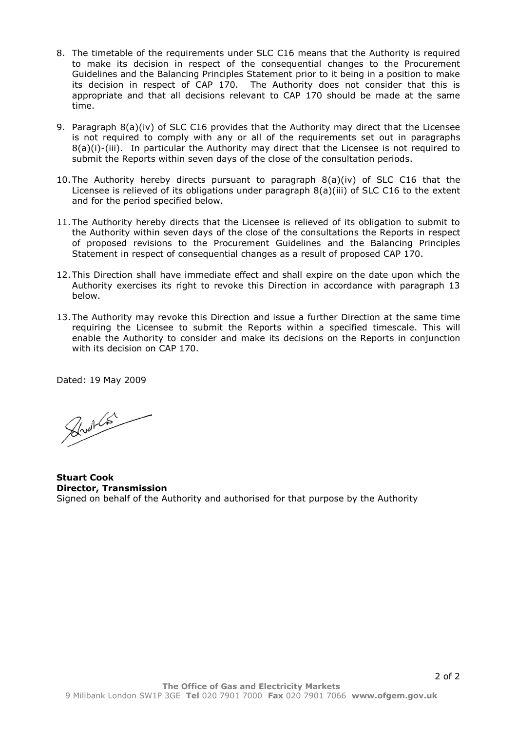8. The timetable of the requirements under SLC C16 means that the Authority is required to make its decision in respect of the consequential changes to the Procurement Guidelines and the Balancing Principles Statement prior to it being in a position to make its decision in respect of CAP 170. The Authority does not consider that this is appropriate and that all decisions relevant to CAP 170 should be made at the same time.

9. Paragraph 8(a)(iv) of SLC C16 provides that the Authority may direct that the Licensee is not required to comply with any or all of the requirements set out in paragraphs 8(a)(i)-(iii). In particular the Authority may direct that the Licensee is not required to submit the Reports within seven days of the close of the consultation periods.

10. The Authority hereby directs pursuant to paragraph 8(a)(iv) of SLC C16 that the Licensee is relieved of its obligations under paragraph 8(a)(iii) of SLC C16 to the extent and for the period specified below.

11. The Authority hereby directs that the Licensee is relieved of its obligation to submit to the Authority within seven days of the close of the consultations the Reports in respect of proposed revisions to the Procurement Guidelines and the Balancing Principles Statement in respect of consequential changes as a result of proposed CAP 170.

12. This Direction shall have immediate effect and shall expire on the date upon which the Authority exercises its right to revoke this Direction in accordance with paragraph 13 below.

13. The Authority may revoke this Direction and issue a further Direction at the same time requiring the Licensee to submit the Reports within a specified timescale. This will enable the Authority to consider and make its decisions on the Reports in conjunction with its decision on CAP 170.

Dated: 19 May 2009

**Stuart Cook**
**Director, Transmission**
Signed on behalf of the Authority and authorised for that purpose by the Authority